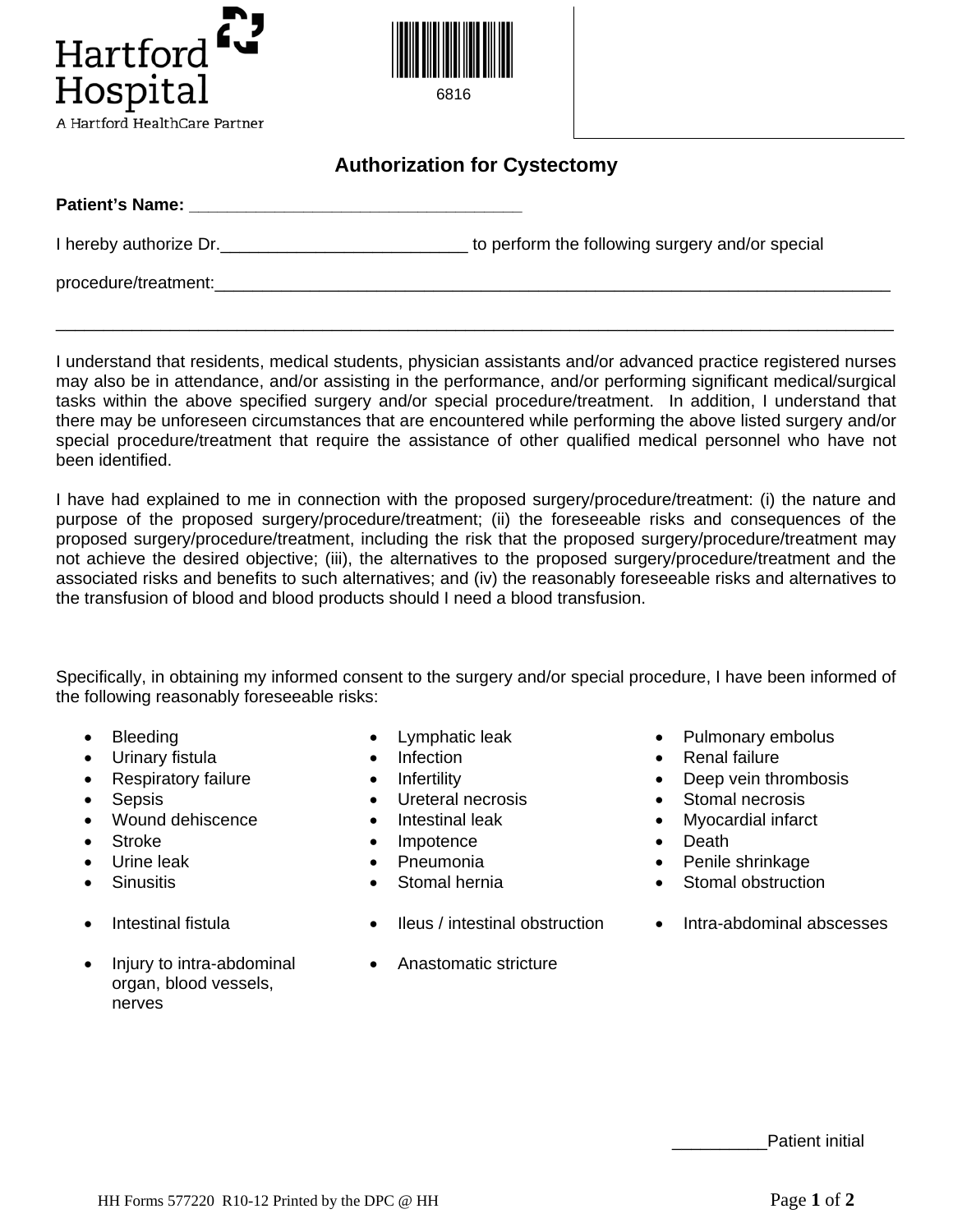Hartford Hospital

A Hartford HealthCare Partner

6816

## Authorization for Cystectomy

**Patient's Name: ___________________________________**

I hereby authorize Dr.__________________________ to perform the following surgery and/or special

procedure/treatment:___________________________________________________________________________

_______________________________________________________________________________________________

I understand that residents, medical students, physician assistants and/or advanced practice registered nurses may also be in attendance, and/or assisting in the performance, and/or performing significant medical/surgical tasks within the above specified surgery and/or special procedure/treatment. In addition, I understand that there may be unforeseen circumstances that are encountered while performing the above listed surgery and/or special procedure/treatment that require the assistance of other qualified medical personnel who have not been identified.

I have had explained to me in connection with the proposed surgery/procedure/treatment: (i) the nature and purpose of the proposed surgery/procedure/treatment; (ii) the foreseeable risks and consequences of the proposed surgery/procedure/treatment, including the risk that the proposed surgery/procedure/treatment may not achieve the desired objective; (iii), the alternatives to the proposed surgery/procedure/treatment and the associated risks and benefits to such alternatives; and (iv) the reasonably foreseeable risks and alternatives to the transfusion of blood and blood products should I need a blood transfusion.

Specifically, in obtaining my informed consent to the surgery and/or special procedure, I have been informed of the following reasonably foreseeable risks:

- Bleeding
- Urinary fistula
- Respiratory failure
- Sepsis
- Wound dehiscence
- Stroke
- Urine leak
- Sinusitis
- Lymphatic leak
- Infection
- Infertility
- Ureteral necrosis
- Intestinal leak
- Impotence
- Pneumonia
- Stomal hernia
- Pulmonary embolus
- Renal failure
- Deep vein thrombosis
- Stomal necrosis
- Myocardial infarct
- Death
- Penile shrinkage
- Stomal obstruction
- Intestinal fistula
- Ileus / intestinal obstruction
- Intra-abdominal abscesses
- Injury to intra-abdominal organ, blood vessels, nerves
- Anastomatic stricture

__________Patient initial

HH Forms 577220 R10-12 Printed by the DPC @ HH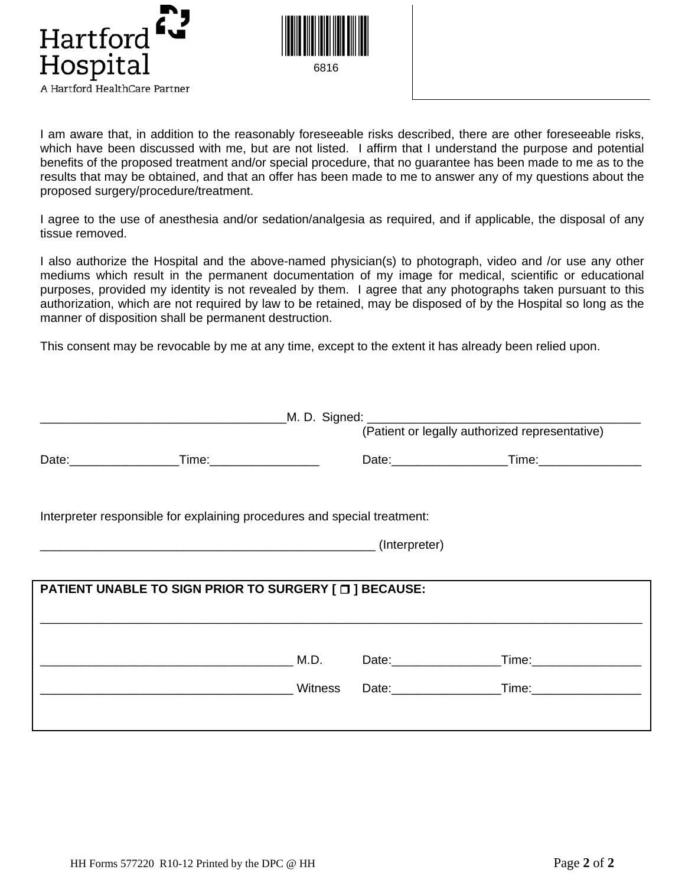Hartford Hospital
A Hartford HealthCare Partner

6816

I am aware that, in addition to the reasonably foreseeable risks described, there are other foreseeable risks, which have been discussed with me, but are not listed. I affirm that I understand the purpose and potential benefits of the proposed treatment and/or special procedure, that no guarantee has been made to me as to the results that may be obtained, and that an offer has been made to me to answer any of my questions about the proposed surgery/procedure/treatment.

I agree to the use of anesthesia and/or sedation/analgesia as required, and if applicable, the disposal of any tissue removed.

I also authorize the Hospital and the above-named physician(s) to photograph, video and /or use any other mediums which result in the permanent documentation of my image for medical, scientific or educational purposes, provided my identity is not revealed by them. I agree that any photographs taken pursuant to this authorization, which are not required by law to be retained, may be disposed of by the Hospital so long as the manner of disposition shall be permanent destruction.

This consent may be revocable by me at any time, except to the extent it has already been relied upon.

____________________________________M. D. Signed: ________________________________________
(Patient or legally authorized representative)

Date:________________Time:________________ Date:_________________Time:_______________

Interpreter responsible for explaining procedures and special treatment:

__________________________________________________ (Interpreter)

**PATIENT UNABLE TO SIGN PRIOR TO SURGERY [ ❒ ] BECAUSE:**

__________________________________________________________________________________________

______________________________________ M.D. Date:________________Time:________________

______________________________________ Witness Date:________________Time:________________

HH Forms 577220 R10-12 Printed by the DPC @ HH